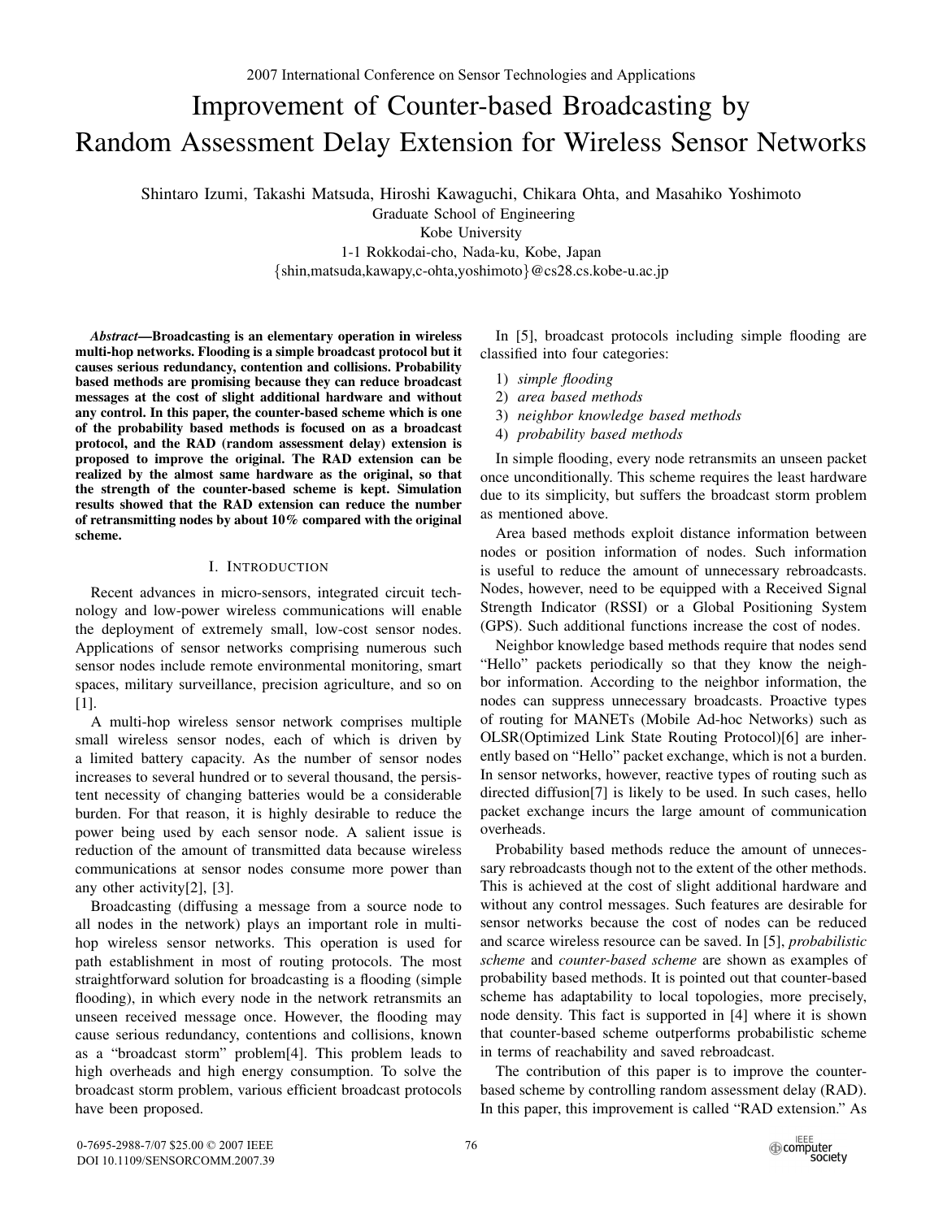# Improvement of Counter-based Broadcasting by Random Assessment Delay Extension for Wireless Sensor Networks

Shintaro Izumi, Takashi Matsuda, Hiroshi Kawaguchi, Chikara Ohta, and Masahiko Yoshimoto

Graduate School of Engineering

Kobe University

1-1 Rokkodai-cho, Nada-ku, Kobe, Japan

{shin,matsuda,kawapy,c-ohta,yoshimoto}@cs28.cs.kobe-u.ac.jp

***Abstract*—Broadcasting is an elementary operation in wireless multi-hop networks. Flooding is a simple broadcast protocol but it causes serious redundancy, contention and collisions. Probability based methods are promising because they can reduce broadcast messages at the cost of slight additional hardware and without any control. In this paper, the counter-based scheme which is one of the probability based methods is focused on as a broadcast protocol, and the RAD (random assessment delay) extension is proposed to improve the original. The RAD extension can be realized by the almost same hardware as the original, so that the strength of the counter-based scheme is kept. Simulation results showed that the RAD extension can reduce the number of retransmitting nodes by about 10% compared with the original scheme.**

## I. Introduction

Recent advances in micro-sensors, integrated circuit technology and low-power wireless communications will enable the deployment of extremely small, low-cost sensor nodes. Applications of sensor networks comprising numerous such sensor nodes include remote environmental monitoring, smart spaces, military surveillance, precision agriculture, and so on [1].

A multi-hop wireless sensor network comprises multiple small wireless sensor nodes, each of which is driven by a limited battery capacity. As the number of sensor nodes increases to several hundred or to several thousand, the persistent necessity of changing batteries would be a considerable burden. For that reason, it is highly desirable to reduce the power being used by each sensor node. A salient issue is reduction of the amount of transmitted data because wireless communications at sensor nodes consume more power than any other activity[2], [3].

Broadcasting (diffusing a message from a source node to all nodes in the network) plays an important role in multi-hop wireless sensor networks. This operation is used for path establishment in most of routing protocols. The most straightforward solution for broadcasting is a flooding (simple flooding), in which every node in the network retransmits an unseen received message once. However, the flooding may cause serious redundancy, contentions and collisions, known as a "broadcast storm" problem[4]. This problem leads to high overheads and high energy consumption. To solve the broadcast storm problem, various efficient broadcast protocols have been proposed.

In [5], broadcast protocols including simple flooding are classified into four categories:

1) *simple flooding*
2) *area based methods*
3) *neighbor knowledge based methods*
4) *probability based methods*

In simple flooding, every node retransmits an unseen packet once unconditionally. This scheme requires the least hardware due to its simplicity, but suffers the broadcast storm problem as mentioned above.

Area based methods exploit distance information between nodes or position information of nodes. Such information is useful to reduce the amount of unnecessary rebroadcasts. Nodes, however, need to be equipped with a Received Signal Strength Indicator (RSSI) or a Global Positioning System (GPS). Such additional functions increase the cost of nodes.

Neighbor knowledge based methods require that nodes send "Hello" packets periodically so that they know the neighbor information. According to the neighbor information, the nodes can suppress unnecessary broadcasts. Proactive types of routing for MANETs (Mobile Ad-hoc Networks) such as OLSR(Optimized Link State Routing Protocol)[6] are inherently based on "Hello" packet exchange, which is not a burden. In sensor networks, however, reactive types of routing such as directed diffusion[7] is likely to be used. In such cases, hello packet exchange incurs the large amount of communication overheads.

Probability based methods reduce the amount of unnecessary rebroadcasts though not to the extent of the other methods. This is achieved at the cost of slight additional hardware and without any control messages. Such features are desirable for sensor networks because the cost of nodes can be reduced and scarce wireless resource can be saved. In [5], *probabilistic scheme* and *counter-based scheme* are shown as examples of probability based methods. It is pointed out that counter-based scheme has adaptability to local topologies, more precisely, node density. This fact is supported in [4] where it is shown that counter-based scheme outperforms probabilistic scheme in terms of reachability and saved rebroadcast.

The contribution of this paper is to improve the counter-based scheme by controlling random assessment delay (RAD). In this paper, this improvement is called "RAD extension." As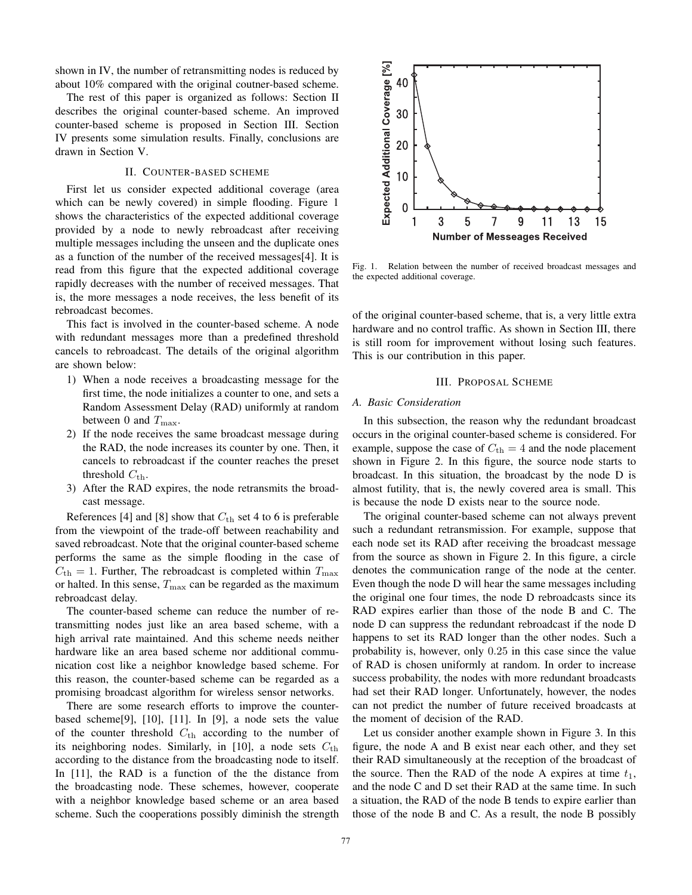shown in IV, the number of retransmitting nodes is reduced by about 10% compared with the original coutner-based scheme.

The rest of this paper is organized as follows: Section II describes the original counter-based scheme. An improved counter-based scheme is proposed in Section III. Section IV presents some simulation results. Finally, conclusions are drawn in Section V.

## II. Counter-based scheme

First let us consider expected additional coverage (area which can be newly covered) in simple flooding. Figure 1 shows the characteristics of the expected additional coverage provided by a node to newly rebroadcast after receiving multiple messages including the unseen and the duplicate ones as a function of the number of the received messages[4]. It is read from this figure that the expected additional coverage rapidly decreases with the number of received messages. That is, the more messages a node receives, the less benefit of its rebroadcast becomes.

Fig. 1. Relation between the number of received broadcast messages and the expected additional coverage.

This fact is involved in the counter-based scheme. A node with redundant messages more than a predefined threshold cancels to rebroadcast. The details of the original algorithm are shown below:

1) When a node receives a broadcasting message for the first time, the node initializes a counter to one, and sets a Random Assessment Delay (RAD) uniformly at random between 0 and $T_{\max}$.
2) If the node receives the same broadcast message during the RAD, the node increases its counter by one. Then, it cancels to rebroadcast if the counter reaches the preset threshold $C_{\rm th}$.
3) After the RAD expires, the node retransmits the broadcast message.

References [4] and [8] show that $C_{\rm th}$ set 4 to 6 is preferable from the viewpoint of the trade-off between reachability and saved rebroadcast. Note that the original counter-based scheme performs the same as the simple flooding in the case of $C_{\rm th} = 1$. Further, The rebroadcast is completed within $T_{\max}$ or halted. In this sense, $T_{\max}$ can be regarded as the maximum rebroadcast delay.

The counter-based scheme can reduce the number of retransmitting nodes just like an area based scheme, with a high arrival rate maintained. And this scheme needs neither hardware like an area based scheme nor additional communication cost like a neighbor knowledge based scheme. For this reason, the counter-based scheme can be regarded as a promising broadcast algorithm for wireless sensor networks.

There are some research efforts to improve the counter-based scheme[9], [10], [11]. In [9], a node sets the value of the counter threshold $C_{\rm th}$ according to the number of its neighboring nodes. Similarly, in [10], a node sets $C_{\rm th}$ according to the distance from the broadcasting node to itself. In [11], the RAD is a function of the the distance from the broadcasting node. These schemes, however, cooperate with a neighbor knowledge based scheme or an area based scheme. Such the cooperations possibly diminish the strength of the original counter-based scheme, that is, a very little extra hardware and no control traffic. As shown in Section III, there is still room for improvement without losing such features. This is our contribution in this paper.

## III. Proposal Scheme

### A. Basic Consideration

In this subsection, the reason why the redundant broadcast occurs in the original counter-based scheme is considered. For example, suppose the case of $C_{\rm th} = 4$ and the node placement shown in Figure 2. In this figure, the source node starts to broadcast. In this situation, the broadcast by the node D is almost futility, that is, the newly covered area is small. This is because the node D exists near to the source node.

The original counter-based scheme can not always prevent such a redundant retransmission. For example, suppose that each node set its RAD after receiving the broadcast message from the source as shown in Figure 2. In this figure, a circle denotes the communication range of the node at the center. Even though the node D will hear the same messages including the original one four times, the node D rebroadcasts since its RAD expires earlier than those of the node B and C. The node D can suppress the redundant rebroadcast if the node D happens to set its RAD longer than the other nodes. Such a probability is, however, only $0.25$ in this case since the value of RAD is chosen uniformly at random. In order to increase success probability, the nodes with more redundant broadcasts had set their RAD longer. Unfortunately, however, the nodes can not predict the number of future received broadcasts at the moment of decision of the RAD.

Let us consider another example shown in Figure 3. In this figure, the node A and B exist near each other, and they set their RAD simultaneously at the reception of the broadcast of the source. Then the RAD of the node A expires at time $t_1$, and the node C and D set their RAD at the same time. In such a situation, the RAD of the node B tends to expire earlier than those of the node B and C. As a result, the node B possibly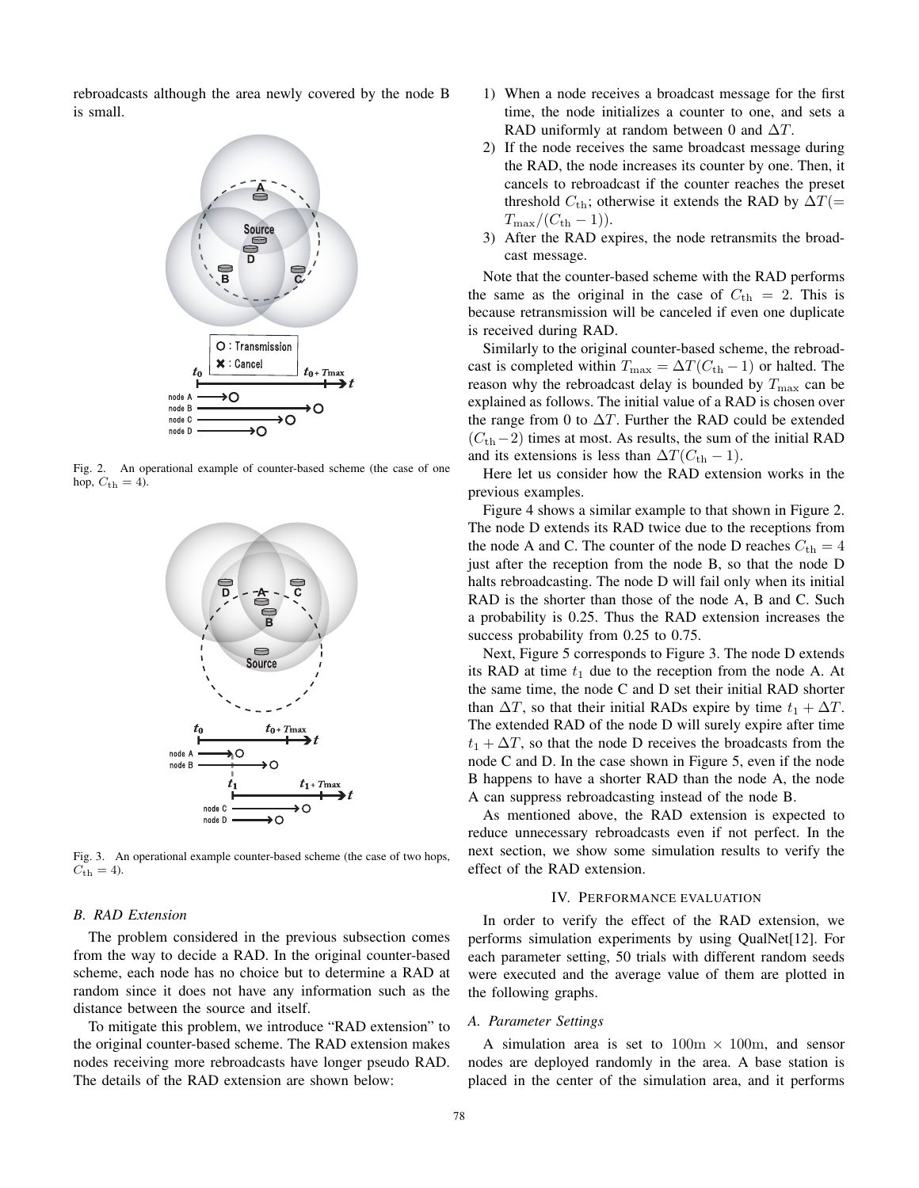rebroadcasts although the area newly covered by the node B is small.

Fig. 2. An operational example of counter-based scheme (the case of one hop, $C_{\rm th} = 4$).

Fig. 3. An operational example counter-based scheme (the case of two hops, $C_{\rm th} = 4$).

### B. RAD Extension

The problem considered in the previous subsection comes from the way to decide a RAD. In the original counter-based scheme, each node has no choice but to determine a RAD at random since it does not have any information such as the distance between the source and itself.

To mitigate this problem, we introduce "RAD extension" to the original counter-based scheme. The RAD extension makes nodes receiving more rebroadcasts have longer pseudo RAD. The details of the RAD extension are shown below:

1) When a node receives a broadcast message for the first time, the node initializes a counter to one, and sets a RAD uniformly at random between 0 and $\Delta T$.
2) If the node receives the same broadcast message during the RAD, the node increases its counter by one. Then, it cancels to rebroadcast if the counter reaches the preset threshold $C_{\rm th}$; otherwise it extends the RAD by $\Delta T (= T_{\max}/(C_{\rm th} - 1))$.
3) After the RAD expires, the node retransmits the broadcast message.

Note that the counter-based scheme with the RAD performs the same as the original in the case of $C_{\rm th} = 2$. This is because retransmission will be canceled if even one duplicate is received during RAD.

Similarly to the original counter-based scheme, the rebroadcast is completed within $T_{\max} = \Delta T (C_{\rm th} - 1)$ or halted. The reason why the rebroadcast delay is bounded by $T_{\max}$ can be explained as follows. The initial value of a RAD is chosen over the range from 0 to $\Delta T$. Further the RAD could be extended $(C_{\rm th} - 2)$ times at most. As results, the sum of the initial RAD and its extensions is less than $\Delta T (C_{\rm th} - 1)$.

Here let us consider how the RAD extension works in the previous examples.

Figure 4 shows a similar example to that shown in Figure 2. The node D extends its RAD twice due to the receptions from the node A and C. The counter of the node D reaches $C_{\rm th} = 4$ just after the reception from the node B, so that the node D halts rebroadcasting. The node D will fail only when its initial RAD is the shorter than those of the node A, B and C. Such a probability is 0.25. Thus the RAD extension increases the success probability from 0.25 to 0.75.

Next, Figure 5 corresponds to Figure 3. The node D extends its RAD at time $t_1$ due to the reception from the node A. At the same time, the node C and D set their initial RAD shorter than $\Delta T$, so that their initial RADs expire by time $t_1 + \Delta T$. The extended RAD of the node D will surely expire after time $t_1 + \Delta T$, so that the node D receives the broadcasts from the node C and D. In the case shown in Figure 5, even if the node B happens to have a shorter RAD than the node A, the node A can suppress rebroadcasting instead of the node B.

As mentioned above, the RAD extension is expected to reduce unnecessary rebroadcasts even if not perfect. In the next section, we show some simulation results to verify the effect of the RAD extension.

## IV. Performance Evaluation

In order to verify the effect of the RAD extension, we performs simulation experiments by using QualNet[12]. For each parameter setting, 50 trials with different random seeds were executed and the average value of them are plotted in the following graphs.

### A. Parameter Settings

A simulation area is set to $100\text{m} \times 100\text{m}$, and sensor nodes are deployed randomly in the area. A base station is placed in the center of the simulation area, and it performs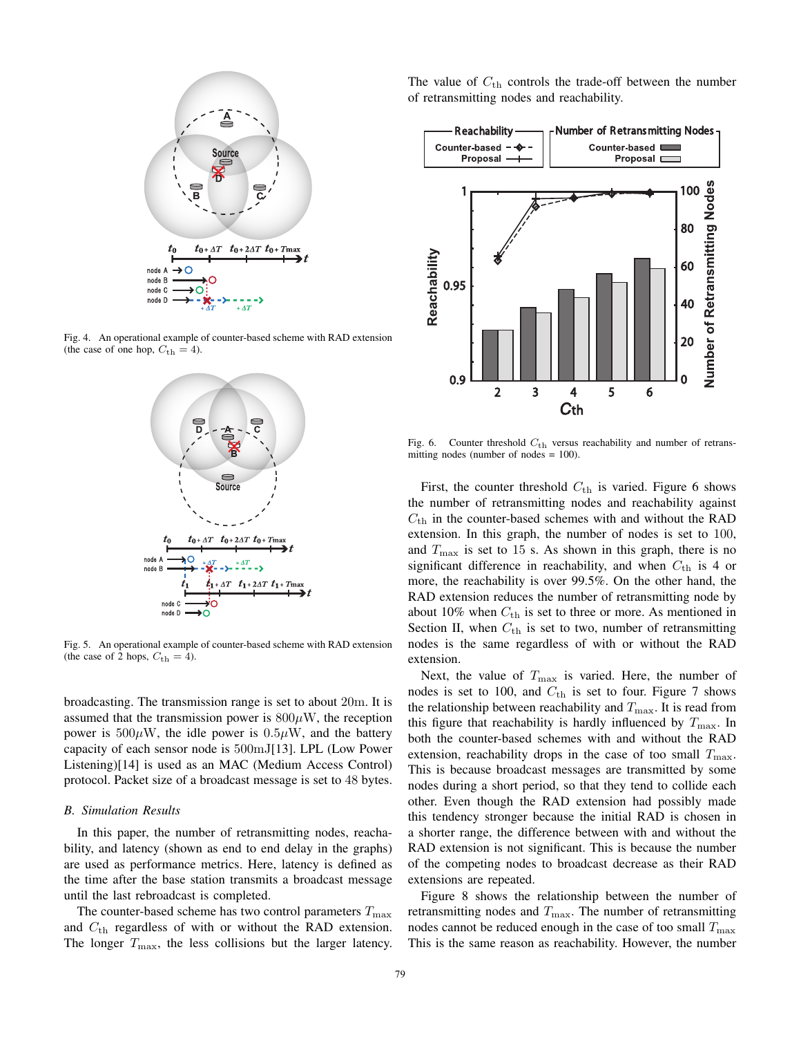Fig. 4. An operational example of counter-based scheme with RAD extension (the case of one hop, $C_{\rm th} = 4$).

Fig. 5. An operational example of counter-based scheme with RAD extension (the case of 2 hops, $C_{\rm th} = 4$).

broadcasting. The transmission range is set to about $20\rm m$. It is assumed that the transmission power is $800\mu$W, the reception power is $500\mu$W, the idle power is $0.5\mu$W, and the battery capacity of each sensor node is 500mJ[13]. LPL (Low Power Listening)[14] is used as an MAC (Medium Access Control) protocol. Packet size of a broadcast message is set to 48 bytes.

### B. Simulation Results

In this paper, the number of retransmitting nodes, reachability, and latency (shown as end to end delay in the graphs) are used as performance metrics. Here, latency is defined as the time after the base station transmits a broadcast message until the last rebroadcast is completed.

The counter-based scheme has two control parameters $T_{\rm max}$ and $C_{\rm th}$ regardless of with or without the RAD extension. The longer $T_{\rm max}$, the less collisions but the larger latency. The value of $C_{\rm th}$ controls the trade-off between the number of retransmitting nodes and reachability.

Fig. 6. Counter threshold $C_{\rm th}$ versus reachability and number of retransmitting nodes (number of nodes = 100).

First, the counter threshold $C_{\rm th}$ is varied. Figure 6 shows the number of retransmitting nodes and reachability against $C_{\rm th}$ in the counter-based schemes with and without the RAD extension. In this graph, the number of nodes is set to 100, and $T_{\rm max}$ is set to 15 s. As shown in this graph, there is no significant difference in reachability, and when $C_{\rm th}$ is 4 or more, the reachability is over 99.5%. On the other hand, the RAD extension reduces the number of retransmitting node by about 10% when $C_{\rm th}$ is set to three or more. As mentioned in Section II, when $C_{\rm th}$ is set to two, number of retransmitting nodes is the same regardless of with or without the RAD extension.

Next, the value of $T_{\rm max}$ is varied. Here, the number of nodes is set to 100, and $C_{\rm th}$ is set to four. Figure 7 shows the relationship between reachability and $T_{\rm max}$. It is read from this figure that reachability is hardly influenced by $T_{\rm max}$. In both the counter-based schemes with and without the RAD extension, reachability drops in the case of too small $T_{\rm max}$. This is because broadcast messages are transmitted by some nodes during a short period, so that they tend to collide each other. Even though the RAD extension had possibly made this tendency stronger because the initial RAD is chosen in a shorter range, the difference between with and without the RAD extension is not significant. This is because the number of the competing nodes to broadcast decrease as their RAD extensions are repeated.

Figure 8 shows the relationship between the number of retransmitting nodes and $T_{\rm max}$. The number of retransmitting nodes cannot be reduced enough in the case of too small $T_{\rm max}$ This is the same reason as reachability. However, the number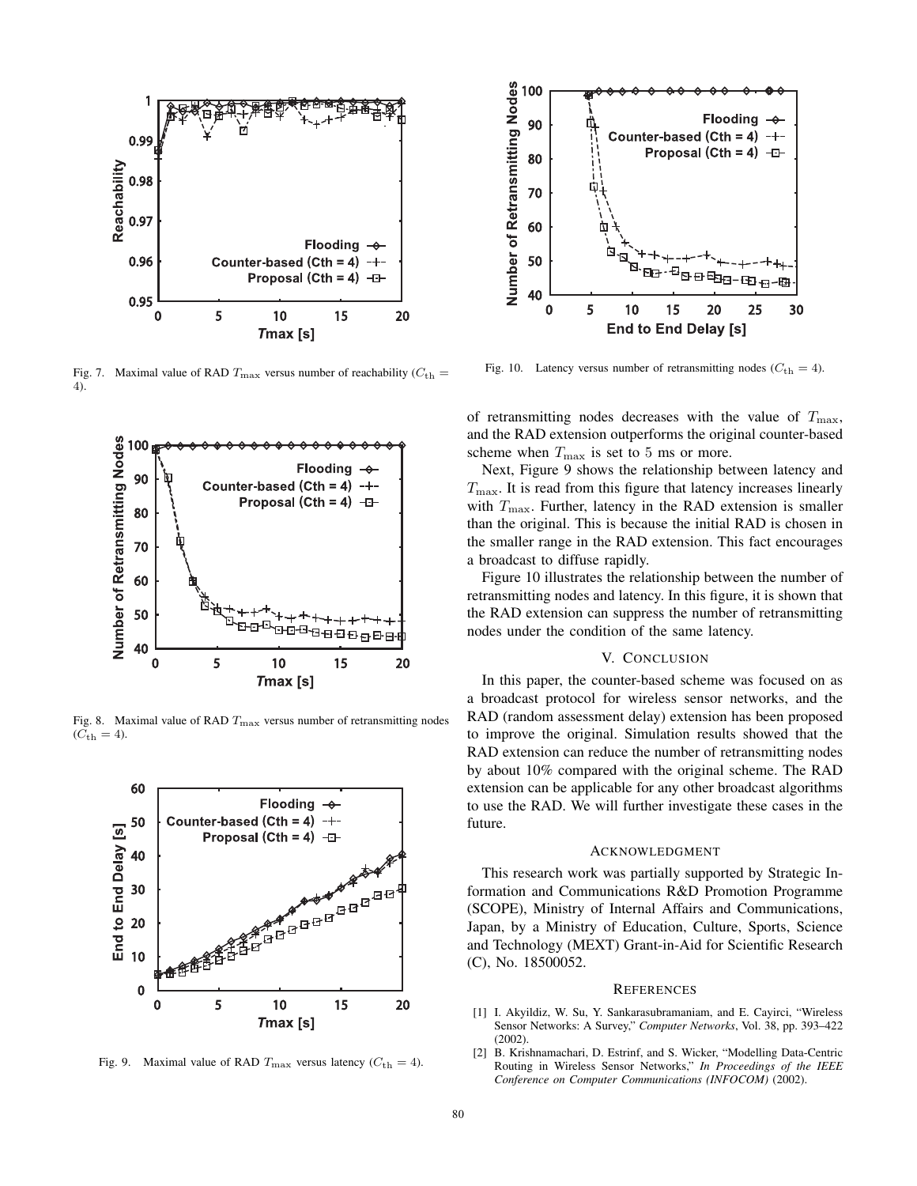Fig. 7. Maximal value of RAD $T_{\max}$ versus number of reachability ($C_{\text{th}} = 4$).

Fig. 8. Maximal value of RAD $T_{\max}$ versus number of retransmitting nodes ($C_{\text{th}} = 4$).

Fig. 9. Maximal value of RAD $T_{\max}$ versus latency ($C_{\text{th}} = 4$).

Fig. 10. Latency versus number of retransmitting nodes ($C_{\text{th}} = 4$).

of retransmitting nodes decreases with the value of $T_{\max}$, and the RAD extension outperforms the original counter-based scheme when $T_{\max}$ is set to 5 ms or more.

Next, Figure 9 shows the relationship between latency and $T_{\max}$. It is read from this figure that latency increases linearly with $T_{\max}$. Further, latency in the RAD extension is smaller than the original. This is because the initial RAD is chosen in the smaller range in the RAD extension. This fact encourages a broadcast to diffuse rapidly.

Figure 10 illustrates the relationship between the number of retransmitting nodes and latency. In this figure, it is shown that the RAD extension can suppress the number of retransmitting nodes under the condition of the same latency.

## V. Conclusion

In this paper, the counter-based scheme was focused on as a broadcast protocol for wireless sensor networks, and the RAD (random assessment delay) extension has been proposed to improve the original. Simulation results showed that the RAD extension can reduce the number of retransmitting nodes by about 10% compared with the original scheme. The RAD extension can be applicable for any other broadcast algorithms to use the RAD. We will further investigate these cases in the future.

## Acknowledgment

This research work was partially supported by Strategic Information and Communications R&D Promotion Programme (SCOPE), Ministry of Internal Affairs and Communications, Japan, by a Ministry of Education, Culture, Sports, Science and Technology (MEXT) Grant-in-Aid for Scientific Research (C), No. 18500052.

## References

[1] I. Akyildiz, W. Su, Y. Sankarasubramaniam, and E. Cayirci, "Wireless Sensor Networks: A Survey," *Computer Networks*, Vol. 38, pp. 393–422 (2002).

[2] B. Krishnamachari, D. Estrinf, and S. Wicker, "Modelling Data-Centric Routing in Wireless Sensor Networks," *In Proceedings of the IEEE Conference on Computer Communications (INFOCOM)* (2002).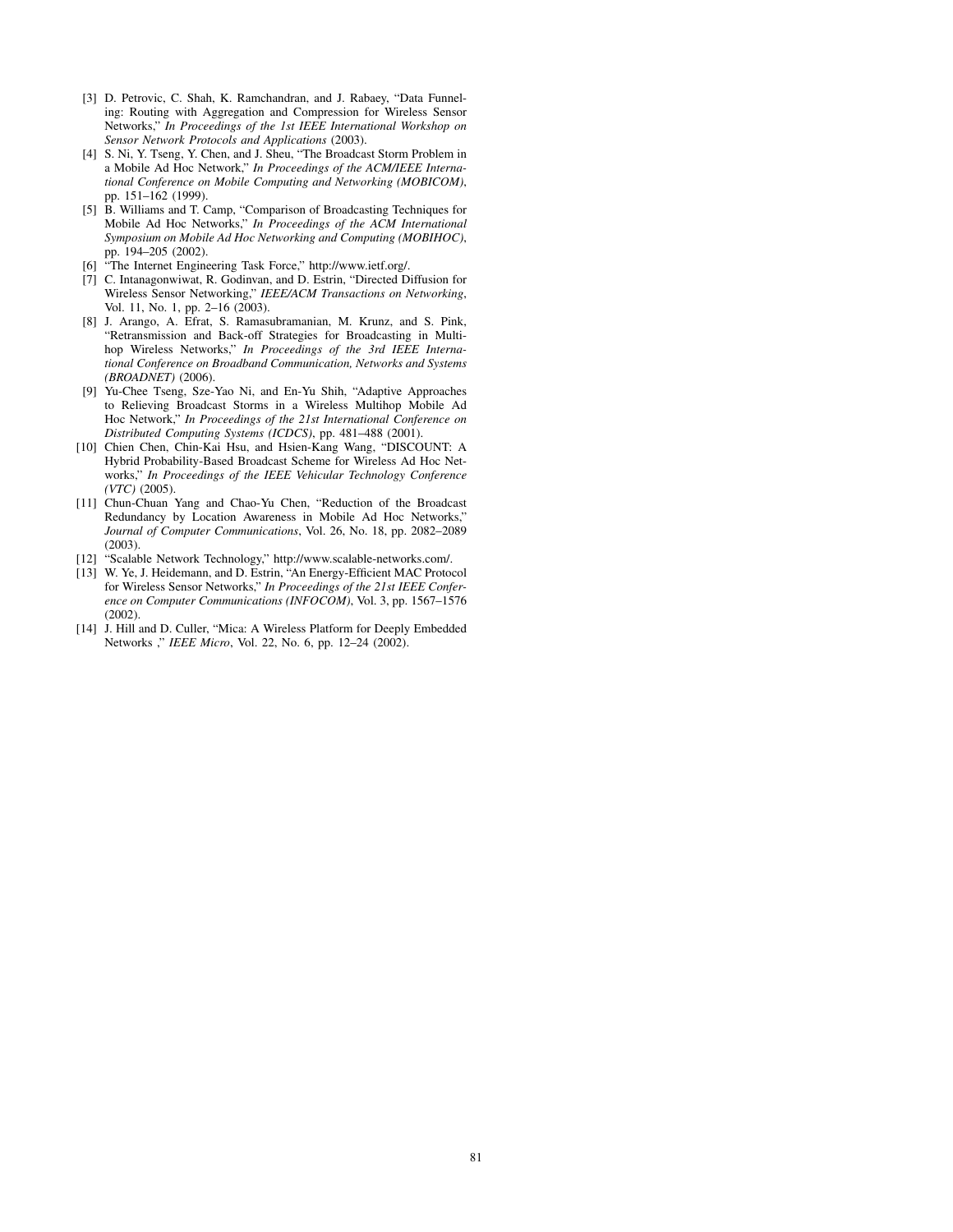[3] D. Petrovic, C. Shah, K. Ramchandran, and J. Rabaey, "Data Funneling: Routing with Aggregation and Compression for Wireless Sensor Networks," *In Proceedings of the 1st IEEE International Workshop on Sensor Network Protocols and Applications* (2003).

[4] S. Ni, Y. Tseng, Y. Chen, and J. Sheu, "The Broadcast Storm Problem in a Mobile Ad Hoc Network," *In Proceedings of the ACM/IEEE International Conference on Mobile Computing and Networking (MOBICOM)*, pp. 151–162 (1999).

[5] B. Williams and T. Camp, "Comparison of Broadcasting Techniques for Mobile Ad Hoc Networks," *In Proceedings of the ACM International Symposium on Mobile Ad Hoc Networking and Computing (MOBIHOC)*, pp. 194–205 (2002).

[6] "The Internet Engineering Task Force," http://www.ietf.org/.

[7] C. Intanagonwiwat, R. Godinvan, and D. Estrin, "Directed Diffusion for Wireless Sensor Networking," *IEEE/ACM Transactions on Networking*, Vol. 11, No. 1, pp. 2–16 (2003).

[8] J. Arango, A. Efrat, S. Ramasubramanian, M. Krunz, and S. Pink, "Retransmission and Back-off Strategies for Broadcasting in Multihop Wireless Networks," *In Proceedings of the 3rd IEEE International Conference on Broadband Communication, Networks and Systems (BROADNET)* (2006).

[9] Yu-Chee Tseng, Sze-Yao Ni, and En-Yu Shih, "Adaptive Approaches to Relieving Broadcast Storms in a Wireless Multihop Mobile Ad Hoc Network," *In Proceedings of the 21st International Conference on Distributed Computing Systems (ICDCS)*, pp. 481–488 (2001).

[10] Chien Chen, Chin-Kai Hsu, and Hsien-Kang Wang, "DISCOUNT: A Hybrid Probability-Based Broadcast Scheme for Wireless Ad Hoc Networks," *In Proceedings of the IEEE Vehicular Technology Conference (VTC)* (2005).

[11] Chun-Chuan Yang and Chao-Yu Chen, "Reduction of the Broadcast Redundancy by Location Awareness in Mobile Ad Hoc Networks," *Journal of Computer Communications*, Vol. 26, No. 18, pp. 2082–2089 (2003).

[12] "Scalable Network Technology," http://www.scalable-networks.com/.

[13] W. Ye, J. Heidemann, and D. Estrin, "An Energy-Efficient MAC Protocol for Wireless Sensor Networks," *In Proceedings of the 21st IEEE Conference on Computer Communications (INFOCOM)*, Vol. 3, pp. 1567–1576 (2002).

[14] J. Hill and D. Culler, "Mica: A Wireless Platform for Deeply Embedded Networks ," *IEEE Micro*, Vol. 22, No. 6, pp. 12–24 (2002).